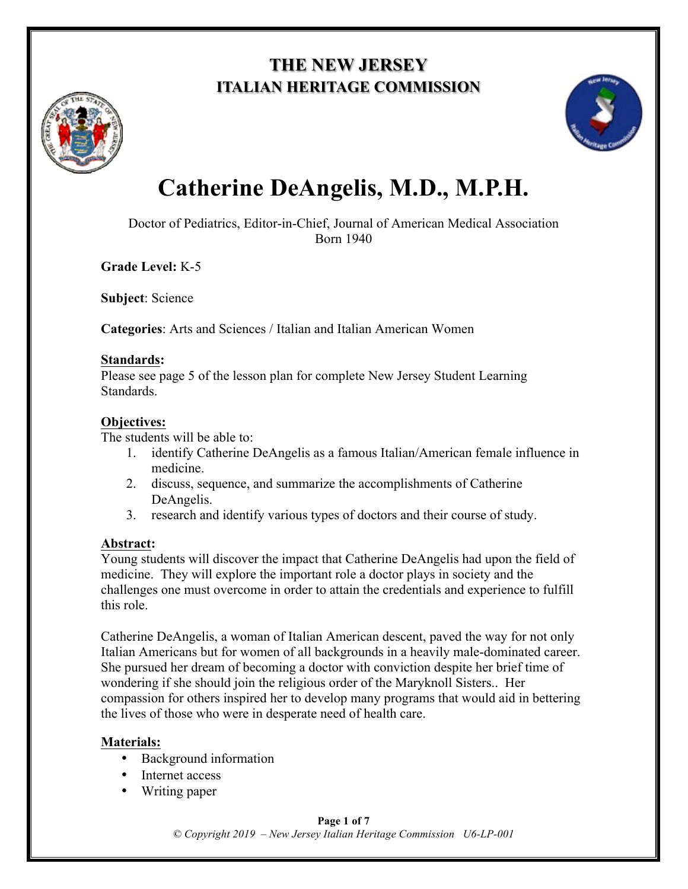# THE NEW JERSEY
## ITALIAN HERITAGE COMMISSION

# Catherine DeAngelis, M.D., M.P.H.

Doctor of Pediatrics, Editor-in-Chief, Journal of American Medical Association
Born 1940

**Grade Level:** K-5

**Subject**: Science

**Categories**: Arts and Sciences / Italian and Italian American Women

**Standards:**
Please see page 5 of the lesson plan for complete New Jersey Student Learning Standards.

**Objectives:**
The students will be able to:

1. identify Catherine DeAngelis as a famous Italian/American female influence in medicine.
2. discuss, sequence, and summarize the accomplishments of Catherine DeAngelis.
3. research and identify various types of doctors and their course of study.

**Abstract:**
Young students will discover the impact that Catherine DeAngelis had upon the field of medicine. They will explore the important role a doctor plays in society and the challenges one must overcome in order to attain the credentials and experience to fulfill this role.

Catherine DeAngelis, a woman of Italian American descent, paved the way for not only Italian Americans but for women of all backgrounds in a heavily male-dominated career. She pursued her dream of becoming a doctor with conviction despite her brief time of wondering if she should join the religious order of the Maryknoll Sisters.. Her compassion for others inspired her to develop many programs that would aid in bettering the lives of those who were in desperate need of health care.

**Materials:**

- Background information
- Internet access
- Writing paper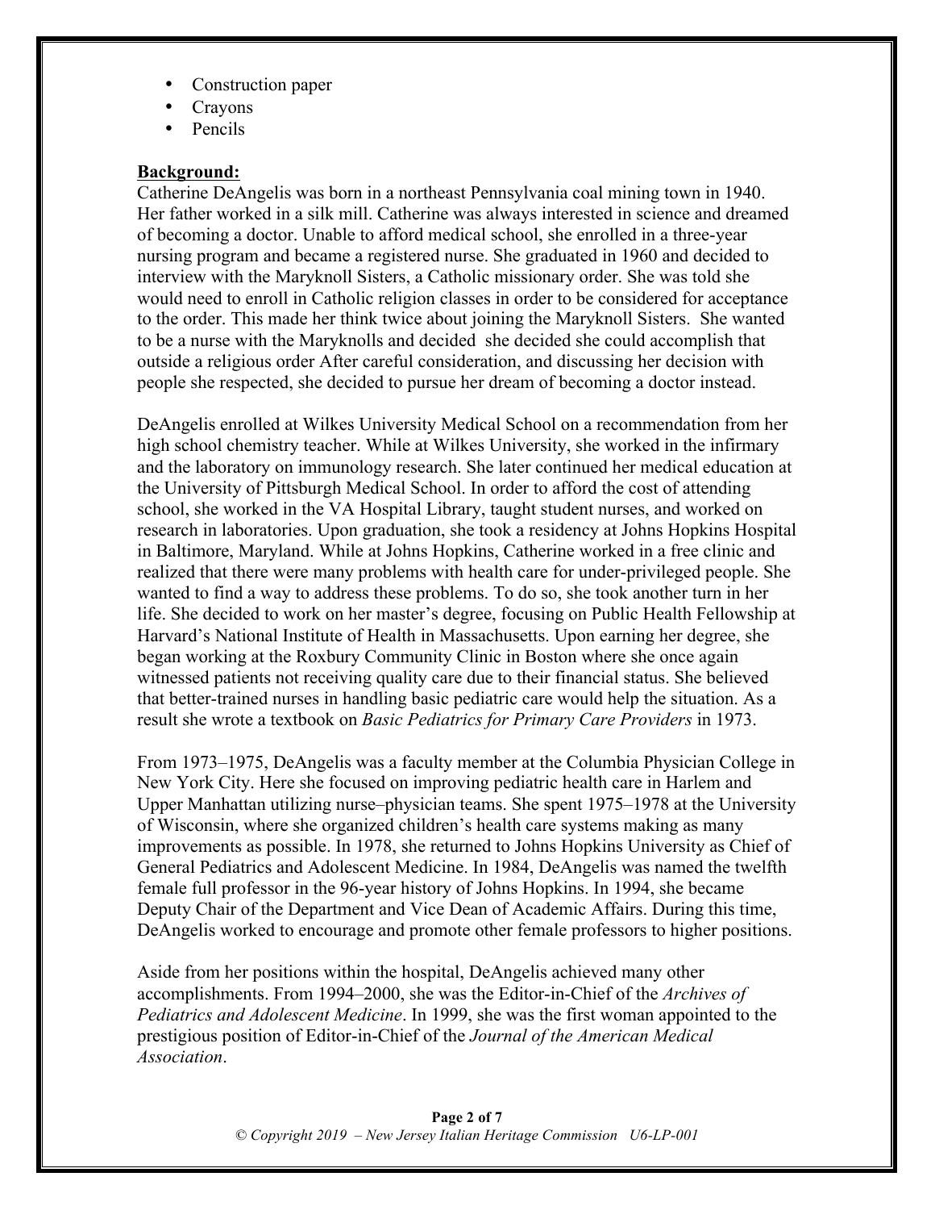- Construction paper
- Crayons
- Pencils

**Background:**

Catherine DeAngelis was born in a northeast Pennsylvania coal mining town in 1940. Her father worked in a silk mill. Catherine was always interested in science and dreamed of becoming a doctor. Unable to afford medical school, she enrolled in a three-year nursing program and became a registered nurse. She graduated in 1960 and decided to interview with the Maryknoll Sisters, a Catholic missionary order. She was told she would need to enroll in Catholic religion classes in order to be considered for acceptance to the order. This made her think twice about joining the Maryknoll Sisters. She wanted to be a nurse with the Maryknolls and decided she decided she could accomplish that outside a religious order After careful consideration, and discussing her decision with people she respected, she decided to pursue her dream of becoming a doctor instead.

DeAngelis enrolled at Wilkes University Medical School on a recommendation from her high school chemistry teacher. While at Wilkes University, she worked in the infirmary and the laboratory on immunology research. She later continued her medical education at the University of Pittsburgh Medical School. In order to afford the cost of attending school, she worked in the VA Hospital Library, taught student nurses, and worked on research in laboratories. Upon graduation, she took a residency at Johns Hopkins Hospital in Baltimore, Maryland. While at Johns Hopkins, Catherine worked in a free clinic and realized that there were many problems with health care for under-privileged people. She wanted to find a way to address these problems. To do so, she took another turn in her life. She decided to work on her master's degree, focusing on Public Health Fellowship at Harvard's National Institute of Health in Massachusetts. Upon earning her degree, she began working at the Roxbury Community Clinic in Boston where she once again witnessed patients not receiving quality care due to their financial status. She believed that better-trained nurses in handling basic pediatric care would help the situation. As a result she wrote a textbook on *Basic Pediatrics for Primary Care Providers* in 1973.

From 1973–1975, DeAngelis was a faculty member at the Columbia Physician College in New York City. Here she focused on improving pediatric health care in Harlem and Upper Manhattan utilizing nurse–physician teams. She spent 1975–1978 at the University of Wisconsin, where she organized children's health care systems making as many improvements as possible. In 1978, she returned to Johns Hopkins University as Chief of General Pediatrics and Adolescent Medicine. In 1984, DeAngelis was named the twelfth female full professor in the 96-year history of Johns Hopkins. In 1994, she became Deputy Chair of the Department and Vice Dean of Academic Affairs. During this time, DeAngelis worked to encourage and promote other female professors to higher positions.

Aside from her positions within the hospital, DeAngelis achieved many other accomplishments. From 1994–2000, she was the Editor-in-Chief of the *Archives of Pediatrics and Adolescent Medicine*. In 1999, she was the first woman appointed to the prestigious position of Editor-in-Chief of the *Journal of the American Medical Association*.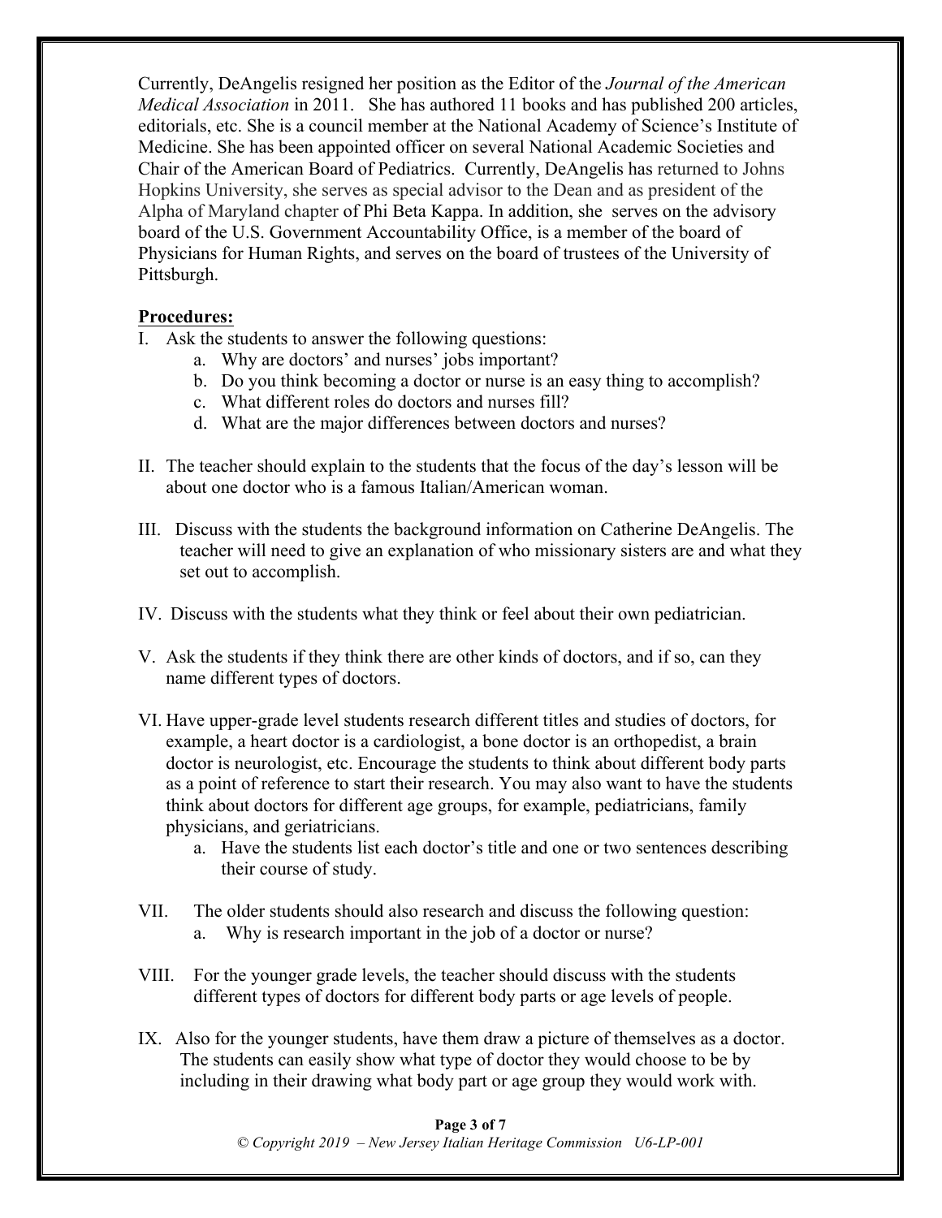Currently, DeAngelis resigned her position as the Editor of the *Journal of the American Medical Association* in 2011. She has authored 11 books and has published 200 articles, editorials, etc. She is a council member at the National Academy of Science's Institute of Medicine. She has been appointed officer on several National Academic Societies and Chair of the American Board of Pediatrics. Currently, DeAngelis has returned to Johns Hopkins University, she serves as special advisor to the Dean and as president of the Alpha of Maryland chapter of Phi Beta Kappa. In addition, she serves on the advisory board of the U.S. Government Accountability Office, is a member of the board of Physicians for Human Rights, and serves on the board of trustees of the University of Pittsburgh.

**Procedures:**

I. Ask the students to answer the following questions:
   a. Why are doctors' and nurses' jobs important?
   b. Do you think becoming a doctor or nurse is an easy thing to accomplish?
   c. What different roles do doctors and nurses fill?
   d. What are the major differences between doctors and nurses?

II. The teacher should explain to the students that the focus of the day's lesson will be about one doctor who is a famous Italian/American woman.

III. Discuss with the students the background information on Catherine DeAngelis. The teacher will need to give an explanation of who missionary sisters are and what they set out to accomplish.

IV. Discuss with the students what they think or feel about their own pediatrician.

V. Ask the students if they think there are other kinds of doctors, and if so, can they name different types of doctors.

VI. Have upper-grade level students research different titles and studies of doctors, for example, a heart doctor is a cardiologist, a bone doctor is an orthopedist, a brain doctor is neurologist, etc. Encourage the students to think about different body parts as a point of reference to start their research. You may also want to have the students think about doctors for different age groups, for example, pediatricians, family physicians, and geriatricians.
   a. Have the students list each doctor's title and one or two sentences describing their course of study.

VII. The older students should also research and discuss the following question:
   a. Why is research important in the job of a doctor or nurse?

VIII. For the younger grade levels, the teacher should discuss with the students different types of doctors for different body parts or age levels of people.

IX. Also for the younger students, have them draw a picture of themselves as a doctor. The students can easily show what type of doctor they would choose to be by including in their drawing what body part or age group they would work with.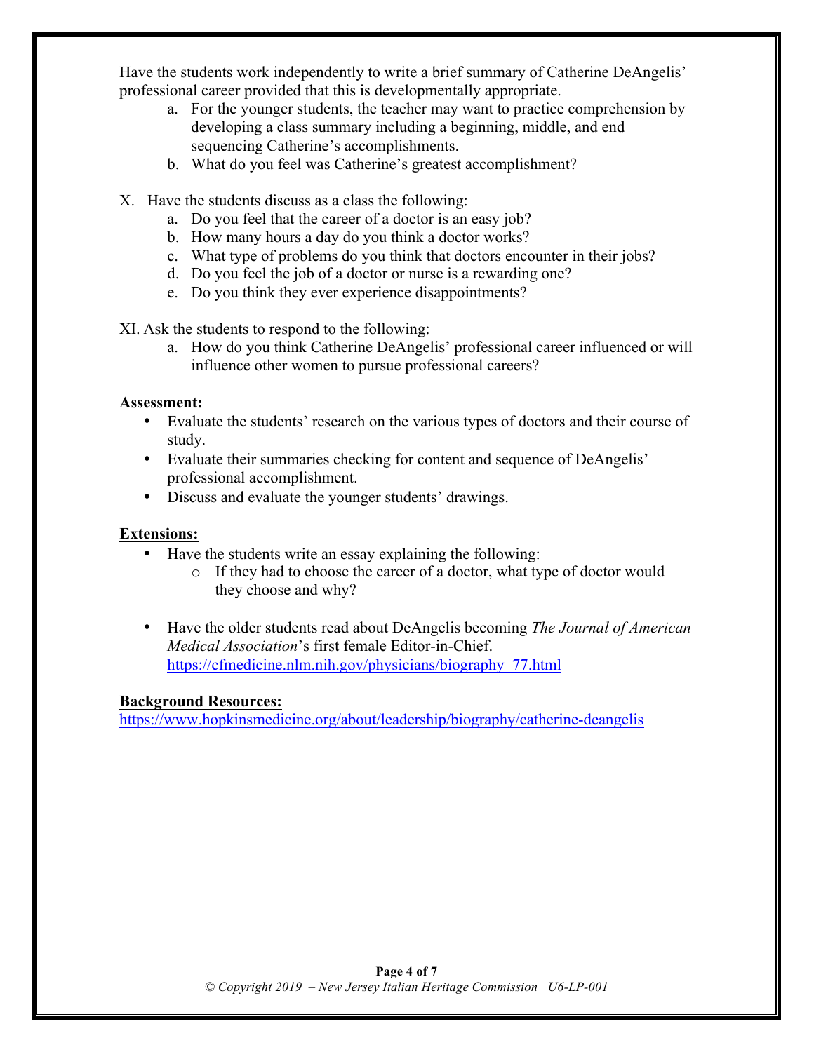Have the students work independently to write a brief summary of Catherine DeAngelis' professional career provided that this is developmentally appropriate.

a. For the younger students, the teacher may want to practice comprehension by developing a class summary including a beginning, middle, and end sequencing Catherine's accomplishments.
b. What do you feel was Catherine's greatest accomplishment?

X. Have the students discuss as a class the following:

a. Do you feel that the career of a doctor is an easy job?
b. How many hours a day do you think a doctor works?
c. What type of problems do you think that doctors encounter in their jobs?
d. Do you feel the job of a doctor or nurse is a rewarding one?
e. Do you think they ever experience disappointments?

XI. Ask the students to respond to the following:

a. How do you think Catherine DeAngelis' professional career influenced or will influence other women to pursue professional careers?

**Assessment:**

- Evaluate the students' research on the various types of doctors and their course of study.
- Evaluate their summaries checking for content and sequence of DeAngelis' professional accomplishment.
- Discuss and evaluate the younger students' drawings.

**Extensions:**

- Have the students write an essay explaining the following:
    - If they had to choose the career of a doctor, what type of doctor would they choose and why?

- Have the older students read about DeAngelis becoming *The Journal of American Medical Association*'s first female Editor-in-Chief. https://cfmedicine.nlm.nih.gov/physicians/biography_77.html

**Background Resources:**

https://www.hopkinsmedicine.org/about/leadership/biography/catherine-deangelis

© Copyright 2019 – New Jersey Italian Heritage Commission U6-LP-001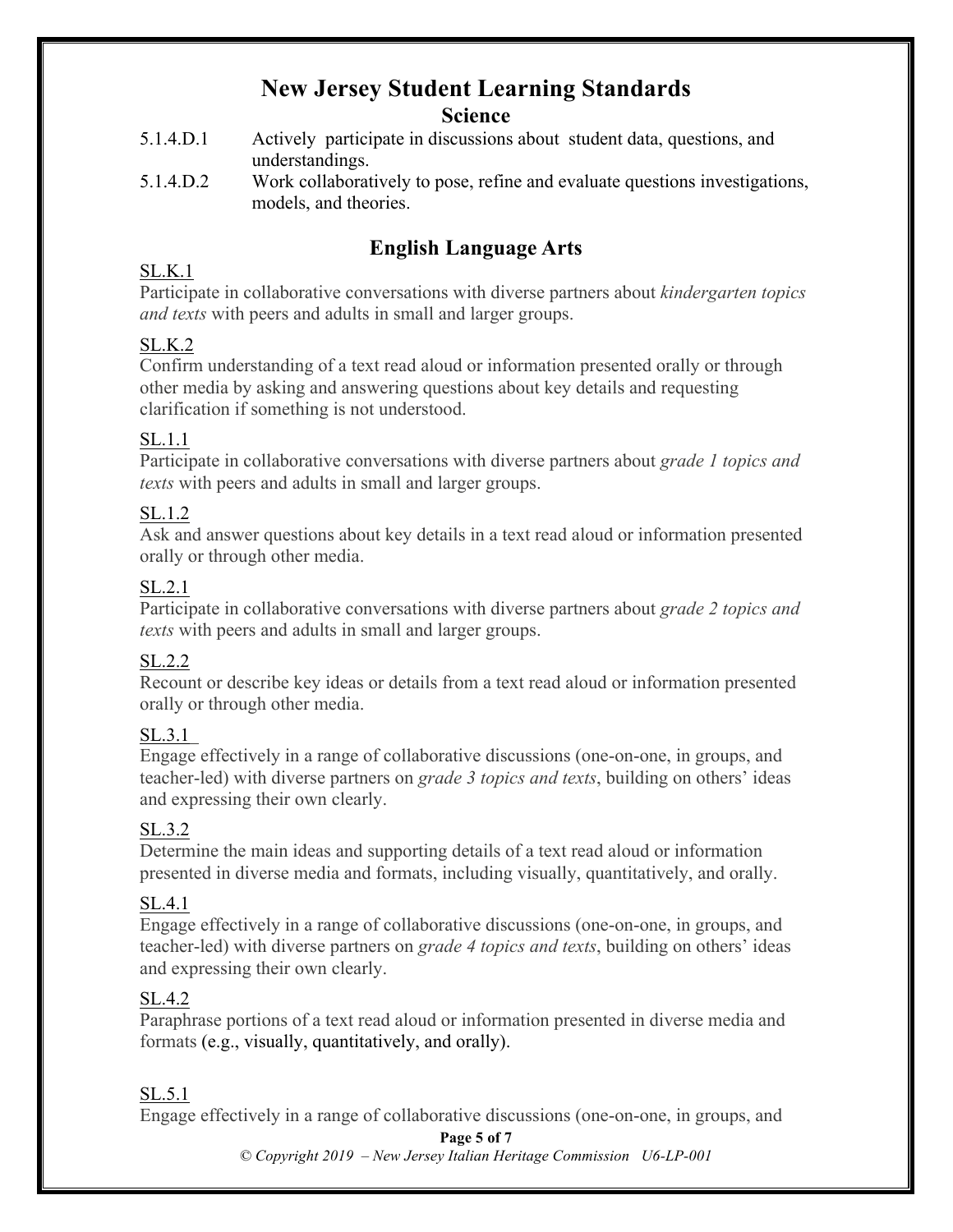# New Jersey Student Learning Standards

## Science

5.1.4.D.1 Actively participate in discussions about student data, questions, and understandings.

5.1.4.D.2 Work collaboratively to pose, refine and evaluate questions investigations, models, and theories.

## English Language Arts

SL.K.1

Participate in collaborative conversations with diverse partners about *kindergarten topics and texts* with peers and adults in small and larger groups.

SL.K.2

Confirm understanding of a text read aloud or information presented orally or through other media by asking and answering questions about key details and requesting clarification if something is not understood.

SL.1.1

Participate in collaborative conversations with diverse partners about *grade 1 topics and texts* with peers and adults in small and larger groups.

SL.1.2

Ask and answer questions about key details in a text read aloud or information presented orally or through other media.

SL.2.1

Participate in collaborative conversations with diverse partners about *grade 2 topics and texts* with peers and adults in small and larger groups.

SL.2.2

Recount or describe key ideas or details from a text read aloud or information presented orally or through other media.

SL.3.1

Engage effectively in a range of collaborative discussions (one-on-one, in groups, and teacher-led) with diverse partners on *grade 3 topics and texts*, building on others' ideas and expressing their own clearly.

SL.3.2

Determine the main ideas and supporting details of a text read aloud or information presented in diverse media and formats, including visually, quantitatively, and orally.

SL.4.1

Engage effectively in a range of collaborative discussions (one-on-one, in groups, and teacher-led) with diverse partners on *grade 4 topics and texts*, building on others' ideas and expressing their own clearly.

SL.4.2

Paraphrase portions of a text read aloud or information presented in diverse media and formats (e.g., visually, quantitatively, and orally).

SL.5.1

Engage effectively in a range of collaborative discussions (one-on-one, in groups, and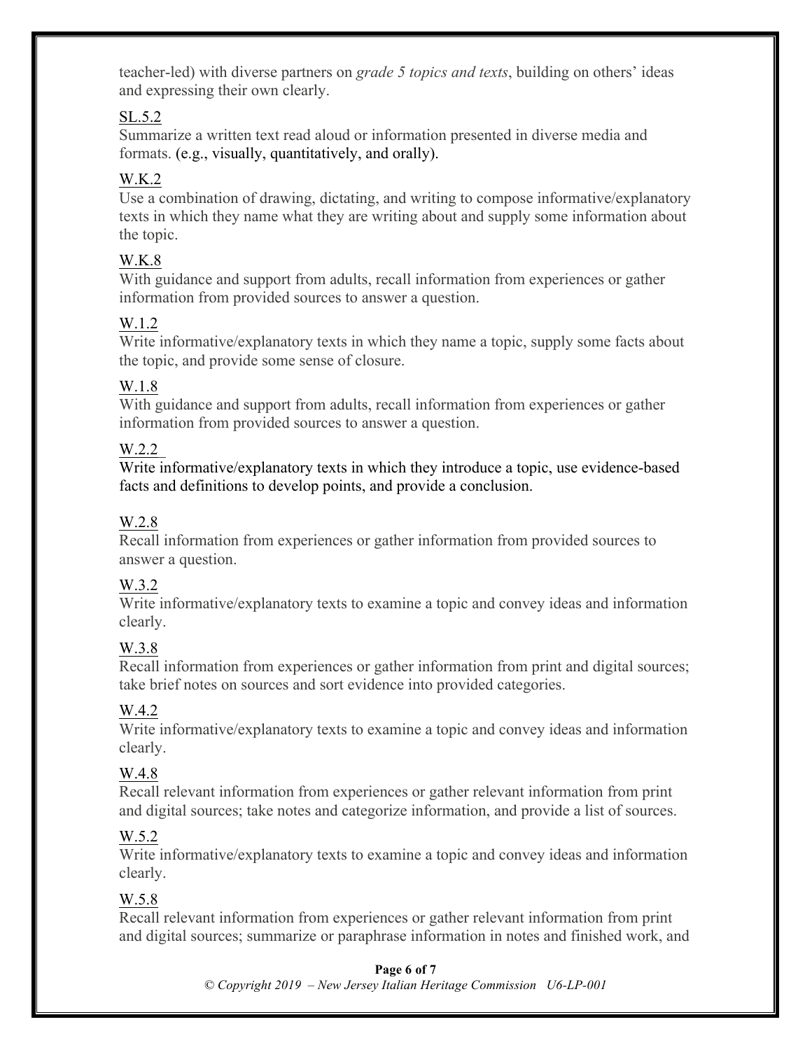teacher-led) with diverse partners on *grade 5 topics and texts*, building on others' ideas and expressing their own clearly.

SL.5.2
Summarize a written text read aloud or information presented in diverse media and formats. (e.g., visually, quantitatively, and orally).

W.K.2
Use a combination of drawing, dictating, and writing to compose informative/explanatory texts in which they name what they are writing about and supply some information about the topic.

W.K.8
With guidance and support from adults, recall information from experiences or gather information from provided sources to answer a question.

W.1.2
Write informative/explanatory texts in which they name a topic, supply some facts about the topic, and provide some sense of closure.

W.1.8
With guidance and support from adults, recall information from experiences or gather information from provided sources to answer a question.

W.2.2
Write informative/explanatory texts in which they introduce a topic, use evidence-based facts and definitions to develop points, and provide a conclusion.

W.2.8
Recall information from experiences or gather information from provided sources to answer a question.

W.3.2
Write informative/explanatory texts to examine a topic and convey ideas and information clearly.

W.3.8
Recall information from experiences or gather information from print and digital sources; take brief notes on sources and sort evidence into provided categories.

W.4.2
Write informative/explanatory texts to examine a topic and convey ideas and information clearly.

W.4.8
Recall relevant information from experiences or gather relevant information from print and digital sources; take notes and categorize information, and provide a list of sources.

W.5.2
Write informative/explanatory texts to examine a topic and convey ideas and information clearly.

W.5.8
Recall relevant information from experiences or gather relevant information from print and digital sources; summarize or paraphrase information in notes and finished work, and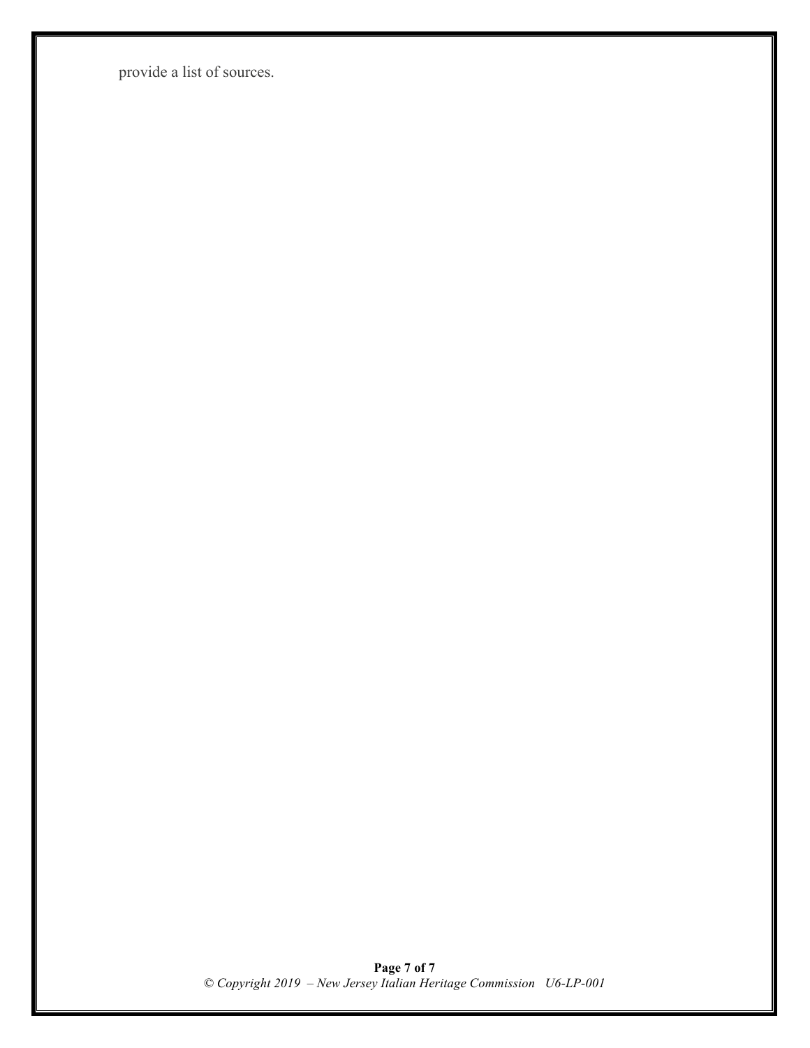provide a list of sources.